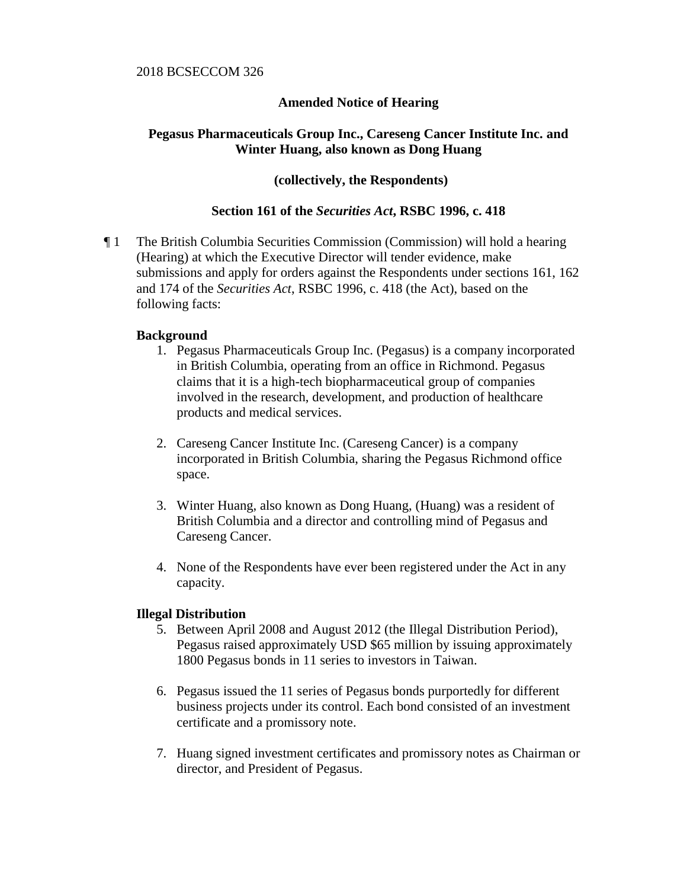2018 BCSECCOM 326

**Amended Notice of Hearing**

**Pegasus Pharmaceuticals Group Inc., Careseng Cancer Institute Inc. and Winter Huang, also known as Dong Huang**

**(collectively, the Respondents)**

**Section 161 of the *Securities Act*, RSBC 1996, c. 418**

¶ 1 The British Columbia Securities Commission (Commission) will hold a hearing (Hearing) at which the Executive Director will tender evidence, make submissions and apply for orders against the Respondents under sections 161, 162 and 174 of the *Securities Act*, RSBC 1996, c. 418 (the Act), based on the following facts:

**Background**

1. Pegasus Pharmaceuticals Group Inc. (Pegasus) is a company incorporated in British Columbia, operating from an office in Richmond. Pegasus claims that it is a high-tech biopharmaceutical group of companies involved in the research, development, and production of healthcare products and medical services.

2. Careseng Cancer Institute Inc. (Careseng Cancer) is a company incorporated in British Columbia, sharing the Pegasus Richmond office space.

3. Winter Huang, also known as Dong Huang, (Huang) was a resident of British Columbia and a director and controlling mind of Pegasus and Careseng Cancer.

4. None of the Respondents have ever been registered under the Act in any capacity.

**Illegal Distribution**

5. Between April 2008 and August 2012 (the Illegal Distribution Period), Pegasus raised approximately USD $65 million by issuing approximately 1800 Pegasus bonds in 11 series to investors in Taiwan.

6. Pegasus issued the 11 series of Pegasus bonds purportedly for different business projects under its control. Each bond consisted of an investment certificate and a promissory note.

7. Huang signed investment certificates and promissory notes as Chairman or director, and President of Pegasus.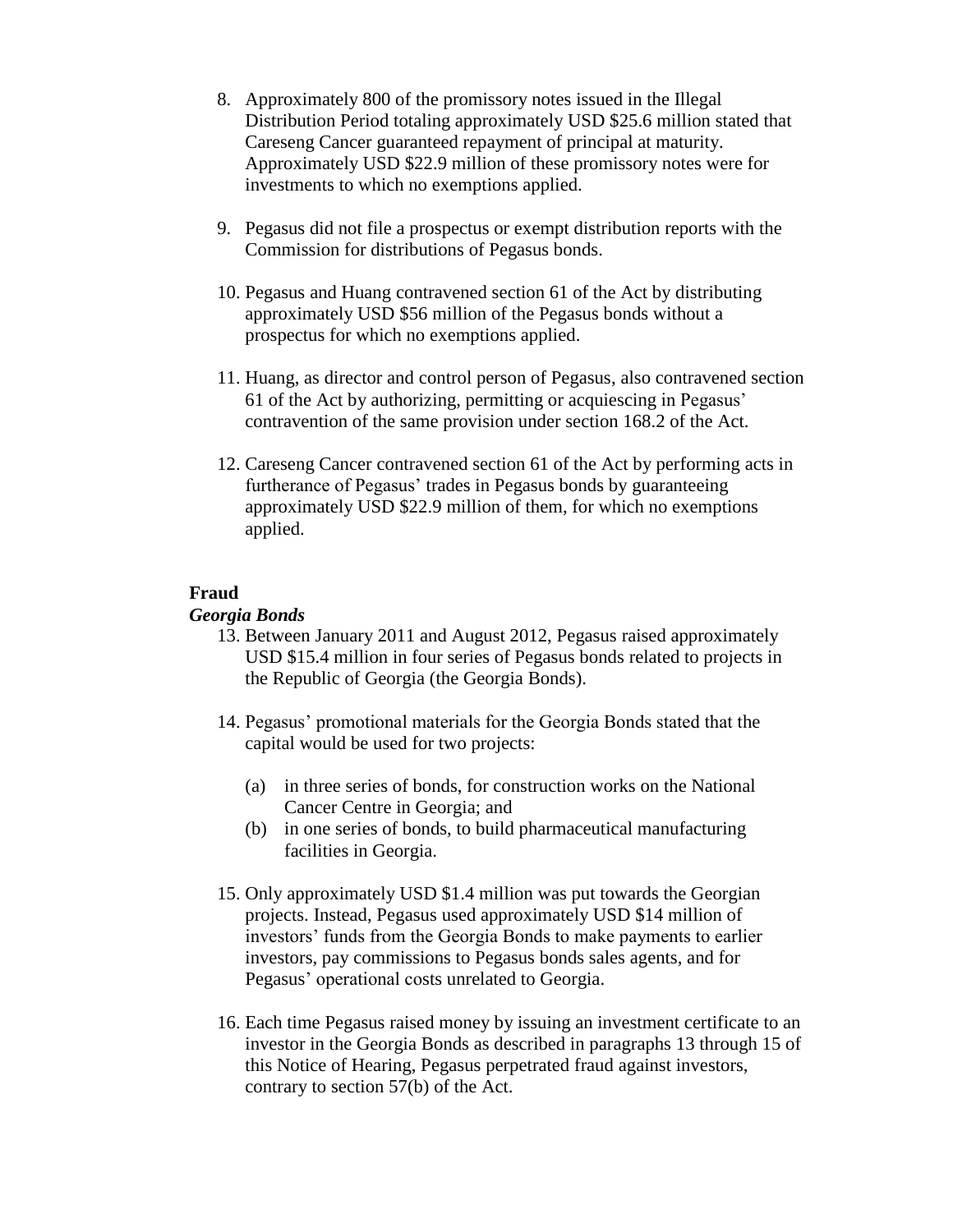8. Approximately 800 of the promissory notes issued in the Illegal Distribution Period totaling approximately USD $25.6 million stated that Careseng Cancer guaranteed repayment of principal at maturity. Approximately USD $22.9 million of these promissory notes were for investments to which no exemptions applied.

9. Pegasus did not file a prospectus or exempt distribution reports with the Commission for distributions of Pegasus bonds.

10. Pegasus and Huang contravened section 61 of the Act by distributing approximately USD $56 million of the Pegasus bonds without a prospectus for which no exemptions applied.

11. Huang, as director and control person of Pegasus, also contravened section 61 of the Act by authorizing, permitting or acquiescing in Pegasus' contravention of the same provision under section 168.2 of the Act.

12. Careseng Cancer contravened section 61 of the Act by performing acts in furtherance of Pegasus' trades in Pegasus bonds by guaranteeing approximately USD $22.9 million of them, for which no exemptions applied.

**Fraud**

***Georgia Bonds***

13. Between January 2011 and August 2012, Pegasus raised approximately USD $15.4 million in four series of Pegasus bonds related to projects in the Republic of Georgia (the Georgia Bonds).

14. Pegasus' promotional materials for the Georgia Bonds stated that the capital would be used for two projects:

    (a) in three series of bonds, for construction works on the National Cancer Centre in Georgia; and

    (b) in one series of bonds, to build pharmaceutical manufacturing facilities in Georgia.

15. Only approximately USD $1.4 million was put towards the Georgian projects. Instead, Pegasus used approximately USD $14 million of investors' funds from the Georgia Bonds to make payments to earlier investors, pay commissions to Pegasus bonds sales agents, and for Pegasus' operational costs unrelated to Georgia.

16. Each time Pegasus raised money by issuing an investment certificate to an investor in the Georgia Bonds as described in paragraphs 13 through 15 of this Notice of Hearing, Pegasus perpetrated fraud against investors, contrary to section 57(b) of the Act.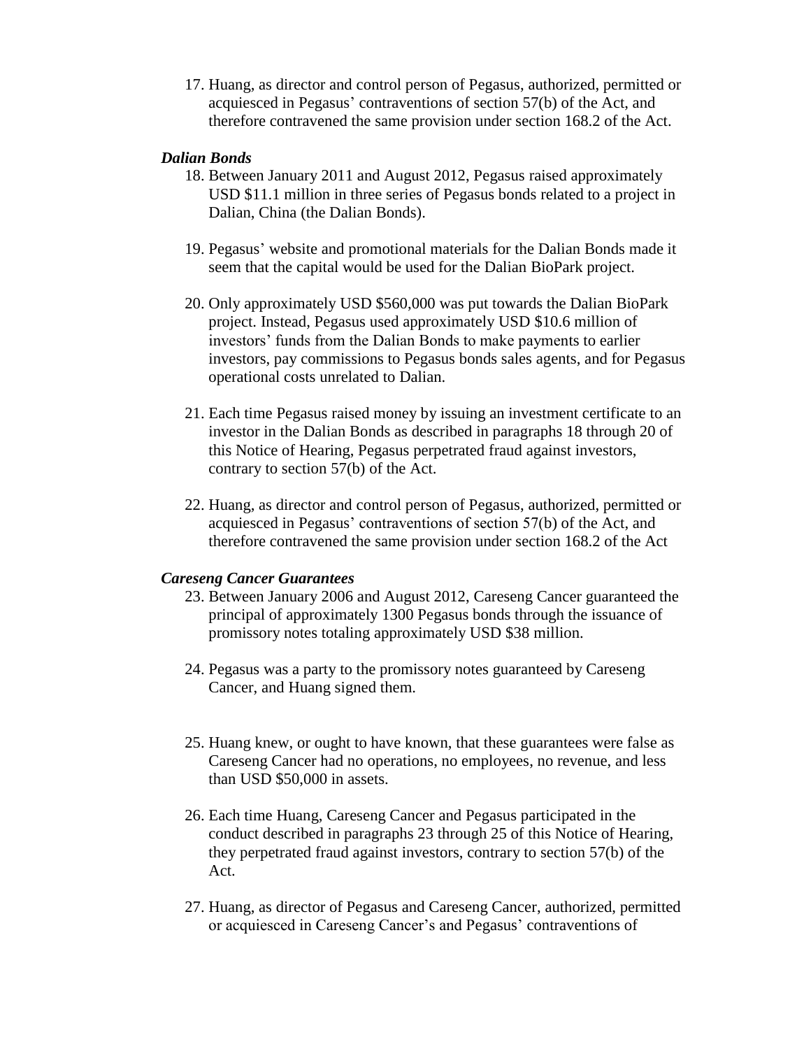17. Huang, as director and control person of Pegasus, authorized, permitted or acquiesced in Pegasus' contraventions of section 57(b) of the Act, and therefore contravened the same provision under section 168.2 of the Act.

***Dalian Bonds***

18. Between January 2011 and August 2012, Pegasus raised approximately USD $11.1 million in three series of Pegasus bonds related to a project in Dalian, China (the Dalian Bonds).

19. Pegasus' website and promotional materials for the Dalian Bonds made it seem that the capital would be used for the Dalian BioPark project.

20. Only approximately USD $560,000 was put towards the Dalian BioPark project. Instead, Pegasus used approximately USD $10.6 million of investors' funds from the Dalian Bonds to make payments to earlier investors, pay commissions to Pegasus bonds sales agents, and for Pegasus operational costs unrelated to Dalian.

21. Each time Pegasus raised money by issuing an investment certificate to an investor in the Dalian Bonds as described in paragraphs 18 through 20 of this Notice of Hearing, Pegasus perpetrated fraud against investors, contrary to section 57(b) of the Act.

22. Huang, as director and control person of Pegasus, authorized, permitted or acquiesced in Pegasus' contraventions of section 57(b) of the Act, and therefore contravened the same provision under section 168.2 of the Act

***Careseng Cancer Guarantees***

23. Between January 2006 and August 2012, Careseng Cancer guaranteed the principal of approximately 1300 Pegasus bonds through the issuance of promissory notes totaling approximately USD $38 million.

24. Pegasus was a party to the promissory notes guaranteed by Careseng Cancer, and Huang signed them.

25. Huang knew, or ought to have known, that these guarantees were false as Careseng Cancer had no operations, no employees, no revenue, and less than USD $50,000 in assets.

26. Each time Huang, Careseng Cancer and Pegasus participated in the conduct described in paragraphs 23 through 25 of this Notice of Hearing, they perpetrated fraud against investors, contrary to section 57(b) of the Act.

27. Huang, as director of Pegasus and Careseng Cancer, authorized, permitted or acquiesced in Careseng Cancer's and Pegasus' contraventions of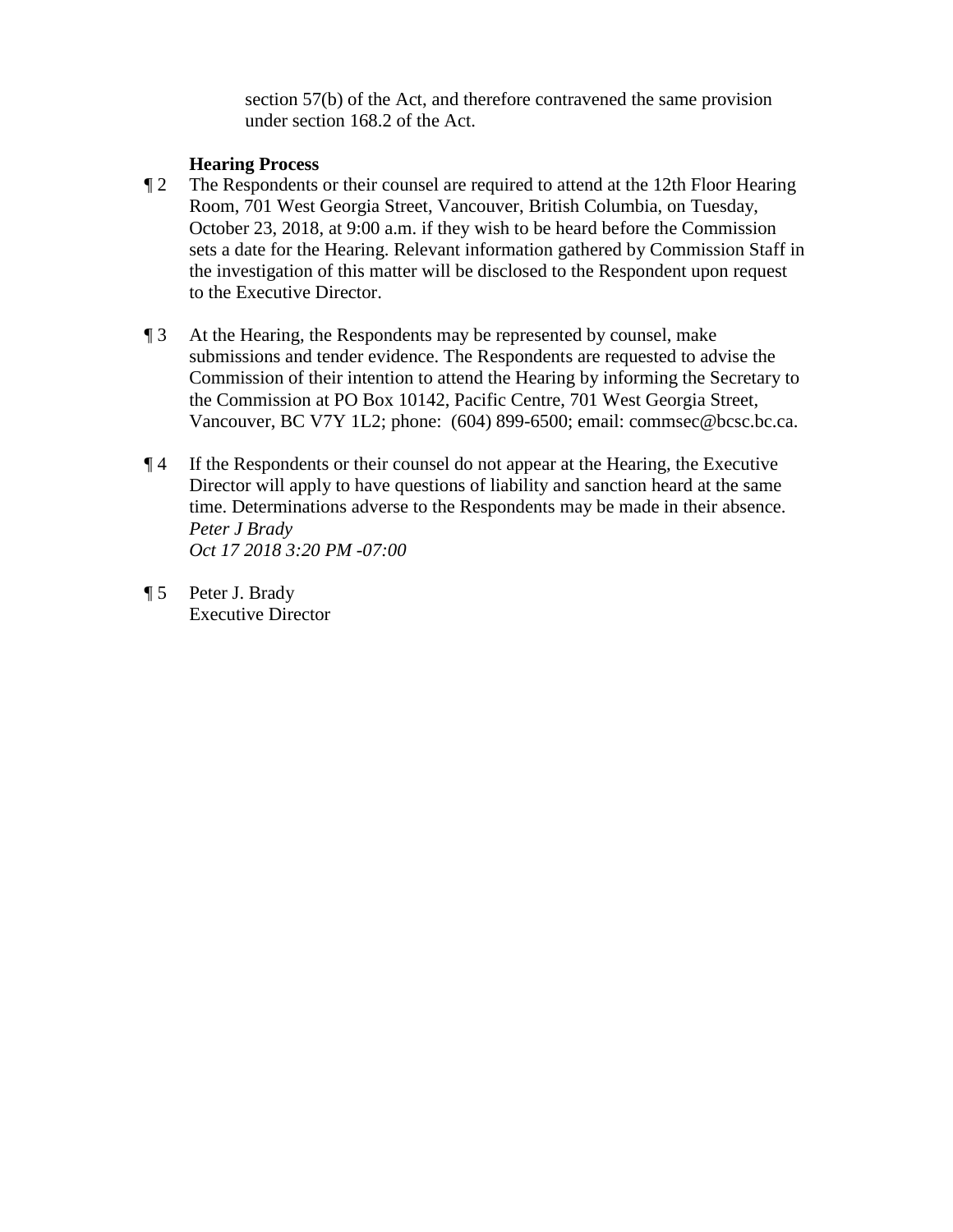section 57(b) of the Act, and therefore contravened the same provision under section 168.2 of the Act.

**Hearing Process**

¶ 2 The Respondents or their counsel are required to attend at the 12th Floor Hearing Room, 701 West Georgia Street, Vancouver, British Columbia, on Tuesday, October 23, 2018, at 9:00 a.m. if they wish to be heard before the Commission sets a date for the Hearing. Relevant information gathered by Commission Staff in the investigation of this matter will be disclosed to the Respondent upon request to the Executive Director.

¶ 3 At the Hearing, the Respondents may be represented by counsel, make submissions and tender evidence. The Respondents are requested to advise the Commission of their intention to attend the Hearing by informing the Secretary to the Commission at PO Box 10142, Pacific Centre, 701 West Georgia Street, Vancouver, BC V7Y 1L2; phone: (604) 899-6500; email: commsec@bcsc.bc.ca.

¶ 4 If the Respondents or their counsel do not appear at the Hearing, the Executive Director will apply to have questions of liability and sanction heard at the same time. Determinations adverse to the Respondents may be made in their absence.

*Peter J Brady*
*Oct 17 2018 3:20 PM -07:00*

¶ 5 Peter J. Brady
Executive Director